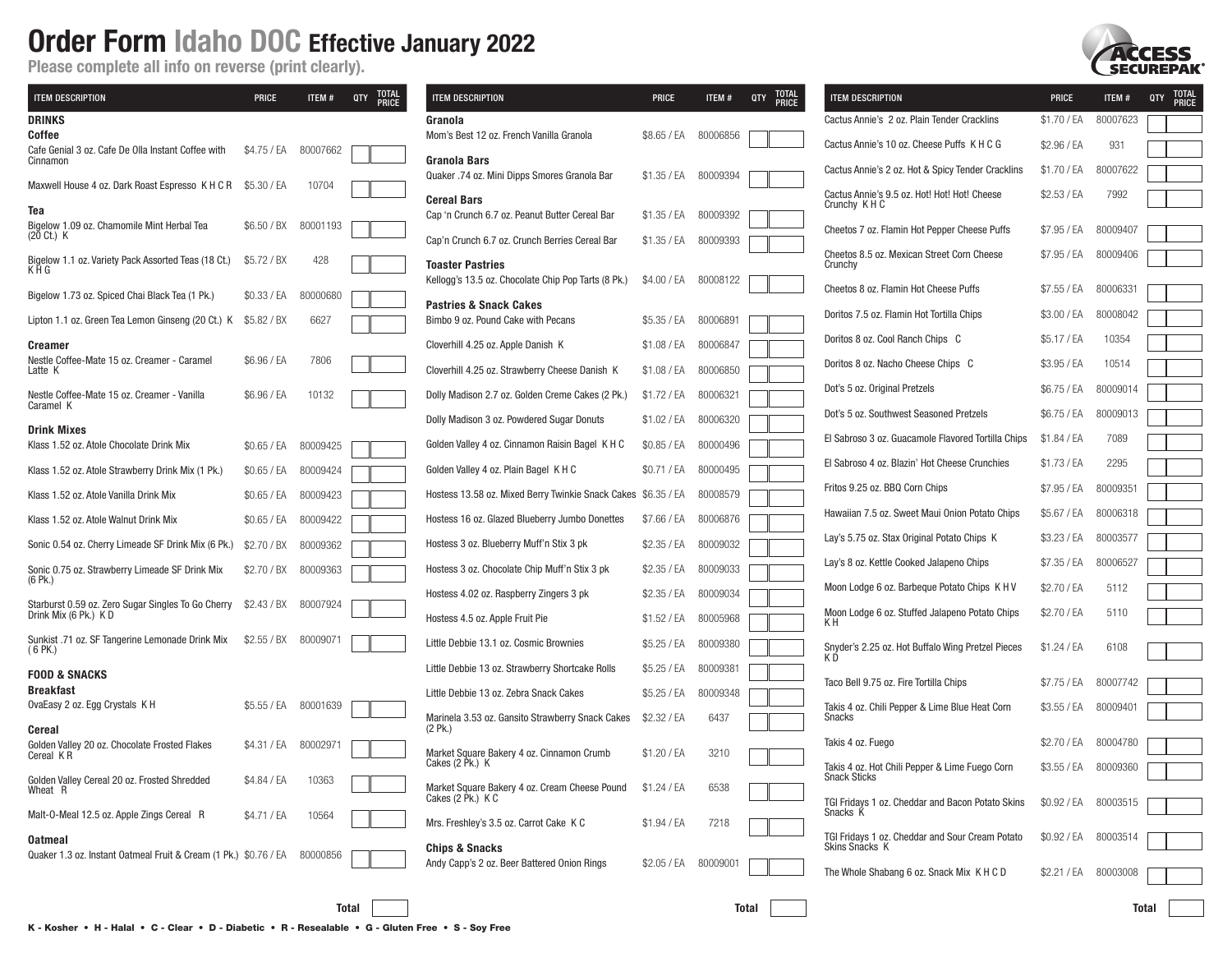# Order Form Idaho DOC Effective January 2022

**Please complete all info on reverse (print clearly).**

| ITEM DESCRIPTION | PRICE | ITEM # | QTY | TOTAL PRICE |
|---|---|---|---|---|
| **DRINKS** | | | | |
| **Coffee** | | | | |
| Cafe Genial 3 oz. Cafe De Olla Instant Coffee with Cinnamon | $4.75 / EA | 80007662 | | |
| Maxwell House 4 oz. Dark Roast Espresso K H C R | $5.30 / EA | 10704 | | |
| **Tea** | | | | |
| Bigelow 1.09 oz. Chamomile Mint Herbal Tea (20 Ct.) K | $6.50 / BX | 80001193 | | |
| Bigelow 1.1 oz. Variety Pack Assorted Teas (18 Ct.) K H G | $5.72 / BX | 428 | | |
| Bigelow 1.73 oz. Spiced Chai Black Tea (1 Pk.) | $0.33 / EA | 80000680 | | |
| Lipton 1.1 oz. Green Tea Lemon Ginseng (20 Ct.) K | $5.82 / BX | 6627 | | |
| **Creamer** | | | | |
| Nestle Coffee-Mate 15 oz. Creamer - Caramel Latte K | $6.96 / EA | 7806 | | |
| Nestle Coffee-Mate 15 oz. Creamer - Vanilla Caramel K | $6.96 / EA | 10132 | | |
| **Drink Mixes** | | | | |
| Klass 1.52 oz. Atole Chocolate Drink Mix | $0.65 / EA | 80009425 | | |
| Klass 1.52 oz. Atole Strawberry Drink Mix (1 Pk.) | $0.65 / EA | 80009424 | | |
| Klass 1.52 oz. Atole Vanilla Drink Mix | $0.65 / EA | 80009423 | | |
| Klass 1.52 oz. Atole Walnut Drink Mix | $0.65 / EA | 80009422 | | |
| Sonic 0.54 oz. Cherry Limeade SF Drink Mix (6 Pk.) | $2.70 / BX | 80009362 | | |
| Sonic 0.75 oz. Strawberry Limeade SF Drink Mix (6 Pk.) | $2.70 / BX | 80009363 | | |
| Starburst 0.59 oz. Zero Sugar Singles To Go Cherry Drink Mix (6 Pk.) K D | $2.43 / BX | 80007924 | | |
| Sunkist .71 oz. SF Tangerine Lemonade Drink Mix ( 6 PK.) | $2.55 / BX | 80009071 | | |
| **FOOD & SNACKS** | | | | |
| **Breakfast** | | | | |
| OvaEasy 2 oz. Egg Crystals K H | $5.55 / EA | 80001639 | | |
| **Cereal** | | | | |
| Golden Valley 20 oz. Chocolate Frosted Flakes Cereal K R | $4.31 / EA | 80002971 | | |
| Golden Valley Cereal 20 oz. Frosted Shredded Wheat R | $4.84 / EA | 10363 | | |
| Malt-O-Meal 12.5 oz. Apple Zings Cereal R | $4.71 / EA | 10564 | | |
| **Oatmeal** | | | | |
| Quaker 1.3 oz. Instant Oatmeal Fruit & Cream (1 Pk.) | $0.76 / EA | 80000856 | | |
| | | | **Total** | |

| ITEM DESCRIPTION | PRICE | ITEM # | QTY | TOTAL PRICE |
|---|---|---|---|---|
| **Granola** | | | | |
| Mom's Best 12 oz. French Vanilla Granola | $8.65 / EA | 80006856 | | |
| **Granola Bars** | | | | |
| Quaker .74 oz. Mini Dipps Smores Granola Bar | $1.35 / EA | 80009394 | | |
| **Cereal Bars** | | | | |
| Cap 'n Crunch 6.7 oz. Peanut Butter Cereal Bar | $1.35 / EA | 80009392 | | |
| Cap'n Crunch 6.7 oz. Crunch Berries Cereal Bar | $1.35 / EA | 80009393 | | |
| **Toaster Pastries** | | | | |
| Kellogg's 13.5 oz. Chocolate Chip Pop Tarts (8 Pk.) | $4.00 / EA | 80008122 | | |
| **Pastries & Snack Cakes** | | | | |
| Bimbo 9 oz. Pound Cake with Pecans | $5.35 / EA | 80006891 | | |
| Cloverhill 4.25 oz. Apple Danish K | $1.08 / EA | 80006847 | | |
| Cloverhill 4.25 oz. Strawberry Cheese Danish K | $1.08 / EA | 80006850 | | |
| Dolly Madison 2.7 oz. Golden Creme Cakes (2 Pk.) | $1.72 / EA | 80006321 | | |
| Dolly Madison 3 oz. Powdered Sugar Donuts | $1.02 / EA | 80006320 | | |
| Golden Valley 4 oz. Cinnamon Raisin Bagel K H C | $0.85 / EA | 80000496 | | |
| Golden Valley 4 oz. Plain Bagel K H C | $0.71 / EA | 80000495 | | |
| Hostess 13.58 oz. Mixed Berry Twinkie Snack Cakes | $6.35 / EA | 80008579 | | |
| Hostess 16 oz. Glazed Blueberry Jumbo Donettes | $7.66 / EA | 80006876 | | |
| Hostess 3 oz. Blueberry Muff'n Stix 3 pk | $2.35 / EA | 80009032 | | |
| Hostess 3 oz. Chocolate Chip Muff'n Stix 3 pk | $2.35 / EA | 80009033 | | |
| Hostess 4.02 oz. Raspberry Zingers 3 pk | $2.35 / EA | 80009034 | | |
| Hostess 4.5 oz. Apple Fruit Pie | $1.52 / EA | 80005968 | | |
| Little Debbie 13.1 oz. Cosmic Brownies | $5.25 / EA | 80009380 | | |
| Little Debbie 13 oz. Strawberry Shortcake Rolls | $5.25 / EA | 80009381 | | |
| Little Debbie 13 oz. Zebra Snack Cakes | $5.25 / EA | 80009348 | | |
| Marinela 3.53 oz. Gansito Strawberry Snack Cakes (2 Pk.) | $2.32 / EA | 6437 | | |
| Market Square Bakery 4 oz. Cinnamon Crumb Cakes (2 Pk.) K | $1.20 / EA | 3210 | | |
| Market Square Bakery 4 oz. Cream Cheese Pound Cakes (2 Pk.) K C | $1.24 / EA | 6538 | | |
| Mrs. Freshley's 3.5 oz. Carrot Cake K C | $1.94 / EA | 7218 | | |
| **Chips & Snacks** | | | | |
| Andy Capp's 2 oz. Beer Battered Onion Rings | $2.05 / EA | 80009001 | | |
| | | | **Total** | |

| ITEM DESCRIPTION | PRICE | ITEM # | QTY | TOTAL PRICE |
|---|---|---|---|---|
| Cactus Annie's 2 oz. Plain Tender Cracklins | $1.70 / EA | 80007623 | | |
| Cactus Annie's 10 oz. Cheese Puffs K H C G | $2.96 / EA | 931 | | |
| Cactus Annie's 2 oz. Hot & Spicy Tender Cracklins | $1.70 / EA | 80007622 | | |
| Cactus Annie's 9.5 oz. Hot! Hot! Hot! Cheese Crunchy K H C | $2.53 / EA | 7992 | | |
| Cheetos 7 oz. Flamin Hot Pepper Cheese Puffs | $7.95 / EA | 80009407 | | |
| Cheetos 8.5 oz. Mexican Street Corn Cheese Crunchy | $7.95 / EA | 80009406 | | |
| Cheetos 8 oz. Flamin Hot Cheese Puffs | $7.55 / EA | 80006331 | | |
| Doritos 7.5 oz. Flamin Hot Tortilla Chips | $3.00 / EA | 80008042 | | |
| Doritos 8 oz. Cool Ranch Chips C | $5.17 / EA | 10354 | | |
| Doritos 8 oz. Nacho Cheese Chips C | $3.95 / EA | 10514 | | |
| Dot's 5 oz. Original Pretzels | $6.75 / EA | 80009014 | | |
| Dot's 5 oz. Southwest Seasoned Pretzels | $6.75 / EA | 80009013 | | |
| El Sabroso 3 oz. Guacamole Flavored Tortilla Chips | $1.84 / EA | 7089 | | |
| El Sabroso 4 oz. Blazin' Hot Cheese Crunchies | $1.73 / EA | 2295 | | |
| Fritos 9.25 oz. BBQ Corn Chips | $7.95 / EA | 80009351 | | |
| Hawaiian 7.5 oz. Sweet Maui Onion Potato Chips | $5.67 / EA | 80006318 | | |
| Lay's 5.75 oz. Stax Original Potato Chips K | $3.23 / EA | 80003577 | | |
| Lay's 8 oz. Kettle Cooked Jalapeno Chips | $7.35 / EA | 80006527 | | |
| Moon Lodge 6 oz. Barbeque Potato Chips K H V | $2.70 / EA | 5112 | | |
| Moon Lodge 6 oz. Stuffed Jalapeno Potato Chips K H | $2.70 / EA | 5110 | | |
| Snyder's 2.25 oz. Hot Buffalo Wing Pretzel Pieces K D | $1.24 / EA | 6108 | | |
| Taco Bell 9.75 oz. Fire Tortilla Chips | $7.75 / EA | 80007742 | | |
| Takis 4 oz. Chili Pepper & Lime Blue Heat Corn Snacks | $3.55 / EA | 80009401 | | |
| Takis 4 oz. Fuego | $2.70 / EA | 80004780 | | |
| Takis 4 oz. Hot Chili Pepper & Lime Fuego Corn Snack Sticks | $3.55 / EA | 80009360 | | |
| TGI Fridays 1 oz. Cheddar and Bacon Potato Skins Snacks K | $0.92 / EA | 80003515 | | |
| TGI Fridays 1 oz. Cheddar and Sour Cream Potato Skins Snacks K | $0.92 / EA | 80003514 | | |
| The Whole Shabang 6 oz. Snack Mix K H C D | $2.21 / EA | 80003008 | | |
| | | | **Total** | |

**K - Kosher • H - Halal • C - Clear • D - Diabetic • R - Resealable • G - Gluten Free • S - Soy Free**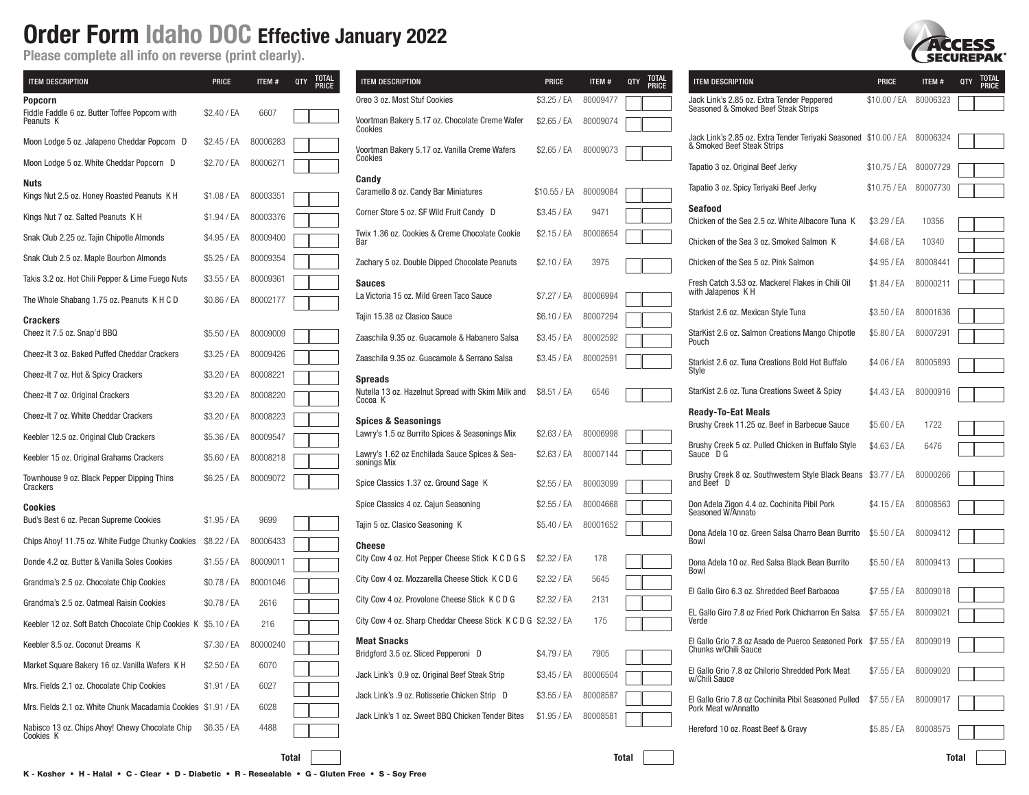# Order Form Idaho DOC Effective January 2022

**Please complete all info on reverse (print clearly).**

| ITEM DESCRIPTION | PRICE | ITEM # | QTY | TOTAL PRICE |
|---|---|---|---|---|
| **Popcorn** | | | | |
| Fiddle Faddle 6 oz. Butter Toffee Popcorn with Peanuts K | $2.40 / EA | 6607 | | |
| Moon Lodge 5 oz. Jalapeno Cheddar Popcorn D | $2.45 / EA | 80006283 | | |
| Moon Lodge 5 oz. White Cheddar Popcorn D | $2.70 / EA | 80006271 | | |
| **Nuts** | | | | |
| Kings Nut 2.5 oz. Honey Roasted Peanuts K H | $1.08 / EA | 80003351 | | |
| Kings Nut 7 oz. Salted Peanuts K H | $1.94 / EA | 80003376 | | |
| Snak Club 2.25 oz. Tajin Chipotle Almonds | $4.95 / EA | 80009400 | | |
| Snak Club 2.5 oz. Maple Bourbon Almonds | $5.25 / EA | 80009354 | | |
| Takis 3.2 oz. Hot Chili Pepper & Lime Fuego Nuts | $3.55 / EA | 80009361 | | |
| The Whole Shabang 1.75 oz. Peanuts K H C D | $0.86 / EA | 80002177 | | |
| **Crackers** | | | | |
| Cheez It 7.5 oz. Snap'd BBQ | $5.50 / EA | 80009009 | | |
| Cheez-It 3 oz. Baked Puffed Cheddar Crackers | $3.25 / EA | 80009426 | | |
| Cheez-It 7 oz. Hot & Spicy Crackers | $3.20 / EA | 80008221 | | |
| Cheez-It 7 oz. Original Crackers | $3.20 / EA | 80008220 | | |
| Cheez-It 7 oz. White Cheddar Crackers | $3.20 / EA | 80008223 | | |
| Keebler 12.5 oz. Original Club Crackers | $5.36 / EA | 80009547 | | |
| Keebler 15 oz. Original Grahams Crackers | $5.60 / EA | 80008218 | | |
| Townhouse 9 oz. Black Pepper Dipping Thins Crackers | $6.25 / EA | 80009072 | | |
| **Cookies** | | | | |
| Bud's Best 6 oz. Pecan Supreme Cookies | $1.95 / EA | 9699 | | |
| Chips Ahoy! 11.75 oz. White Fudge Chunky Cookies | $8.22 / EA | 80006433 | | |
| Donde 4.2 oz. Butter & Vanilla Soles Cookies | $1.55 / EA | 80009011 | | |
| Grandma's 2.5 oz. Chocolate Chip Cookies | $0.78 / EA | 80001046 | | |
| Grandma's 2.5 oz. Oatmeal Raisin Cookies | $0.78 / EA | 2616 | | |
| Keebler 12 oz. Soft Batch Chocolate Chip Cookies K | $5.10 / EA | 216 | | |
| Keebler 8.5 oz. Coconut Dreams K | $7.30 / EA | 80000240 | | |
| Market Square Bakery 16 oz. Vanilla Wafers K H | $2.50 / EA | 6070 | | |
| Mrs. Fields 2.1 oz. Chocolate Chip Cookies | $1.91 / EA | 6027 | | |
| Mrs. Fields 2.1 oz. White Chunk Macadamia Cookies | $1.91 / EA | 6028 | | |
| Nabisco 13 oz. Chips Ahoy! Chewy Chocolate Chip Cookies K | $6.35 / EA | 4488 | | |
| | | | **Total** | |

| ITEM DESCRIPTION | PRICE | ITEM # | QTY | TOTAL PRICE |
|---|---|---|---|---|
| Oreo 3 oz. Most Stuf Cookies | $3.25 / EA | 80009477 | | |
| Voortman Bakery 5.17 oz. Chocolate Creme Wafer Cookies | $2.65 / EA | 80009074 | | |
| Voortman Bakery 5.17 oz. Vanilla Creme Wafers Cookies | $2.65 / EA | 80009073 | | |
| **Candy** | | | | |
| Caramello 8 oz. Candy Bar Miniatures | $10.55 / EA | 80009084 | | |
| Corner Store 5 oz. SF Wild Fruit Candy D | $3.45 / EA | 9471 | | |
| Twix 1.36 oz. Cookies & Creme Chocolate Cookie Bar | $2.15 / EA | 80008654 | | |
| Zachary 5 oz. Double Dipped Chocolate Peanuts | $2.10 / EA | 3975 | | |
| **Sauces** | | | | |
| La Victoria 15 oz. Mild Green Taco Sauce | $7.27 / EA | 80006994 | | |
| Tajin 15.38 oz Clasico Sauce | $6.10 / EA | 80007294 | | |
| Zaaschila 9.35 oz. Guacamole & Habanero Salsa | $3.45 / EA | 80002592 | | |
| Zaaschila 9.35 oz. Guacamole & Serrano Salsa | $3.45 / EA | 80002591 | | |
| **Spreads** | | | | |
| Nutella 13 oz. Hazelnut Spread with Skim Milk and Cocoa K | $8.51 / EA | 6546 | | |
| **Spices & Seasonings** | | | | |
| Lawry's 1.5 oz Burrito Spices & Seasonings Mix | $2.63 / EA | 80006998 | | |
| Lawry's 1.62 oz Enchilada Sauce Spices & Seasonings Mix | $2.63 / EA | 80007144 | | |
| Spice Classics 1.37 oz. Ground Sage K | $2.55 / EA | 80003099 | | |
| Spice Classics 4 oz. Cajun Seasoning | $2.55 / EA | 80004668 | | |
| Tajin 5 oz. Clasico Seasoning K | $5.40 / EA | 80001652 | | |
| **Cheese** | | | | |
| City Cow 4 oz. Hot Pepper Cheese Stick K C D G S | $2.32 / EA | 178 | | |
| City Cow 4 oz. Mozzarella Cheese Stick K C D G | $2.32 / EA | 5645 | | |
| City Cow 4 oz. Provolone Cheese Stick K C D G | $2.32 / EA | 2131 | | |
| City Cow 4 oz. Sharp Cheddar Cheese Stick K C D G | $2.32 / EA | 175 | | |
| **Meat Snacks** | | | | |
| Bridgford 3.5 oz. Sliced Pepperoni D | $4.79 / EA | 7905 | | |
| Jack Link's 0.9 oz. Original Beef Steak Strip | $3.45 / EA | 80006504 | | |
| Jack Link's .9 oz. Rotisserie Chicken Strip D | $3.55 / EA | 80008587 | | |
| Jack Link's 1 oz. Sweet BBQ Chicken Tender Bites | $1.95 / EA | 80008581 | | |
| | | | **Total** | |

| ITEM DESCRIPTION | PRICE | ITEM # | QTY | TOTAL PRICE |
|---|---|---|---|---|
| Jack Link's 2.85 oz. Extra Tender Peppered Seasoned & Smoked Beef Steak Strips | $10.00 / EA | 80006323 | | |
| Jack Link's 2.85 oz. Extra Tender Teriyaki Seasoned & Smoked Beef Steak Strips | $10.00 / EA | 80006324 | | |
| Tapatio 3 oz. Original Beef Jerky | $10.75 / EA | 80007729 | | |
| Tapatio 3 oz. Spicy Teriyaki Beef Jerky | $10.75 / EA | 80007730 | | |
| **Seafood** | | | | |
| Chicken of the Sea 2.5 oz. White Albacore Tuna K | $3.29 / EA | 10356 | | |
| Chicken of the Sea 3 oz. Smoked Salmon K | $4.68 / EA | 10340 | | |
| Chicken of the Sea 5 oz. Pink Salmon | $4.95 / EA | 80008441 | | |
| Fresh Catch 3.53 oz. Mackerel Flakes in Chili Oil with Jalapenos K H | $1.84 / EA | 80000211 | | |
| Starkist 2.6 oz. Mexican Style Tuna | $3.50 / EA | 80001636 | | |
| StarKist 2.6 oz. Salmon Creations Mango Chipotle Pouch | $5.80 / EA | 80007291 | | |
| Starkist 2.6 oz. Tuna Creations Bold Hot Buffalo Style | $4.06 / EA | 80005893 | | |
| StarKist 2.6 oz. Tuna Creations Sweet & Spicy | $4.43 / EA | 80000916 | | |
| **Ready-To-Eat Meals** | | | | |
| Brushy Creek 11.25 oz. Beef in Barbecue Sauce | $5.60 / EA | 1722 | | |
| Brushy Creek 5 oz. Pulled Chicken in Buffalo Style Sauce D G | $4.63 / EA | 6476 | | |
| Brushy Creek 8 oz. Southwestern Style Black Beans and Beef D | $3.77 / EA | 80000266 | | |
| Don Adela Zigon 4.4 oz. Cochinita Pibil Pork Seasoned W/Annato | $4.15 / EA | 80008563 | | |
| Dona Adela 10 oz. Green Salsa Charro Bean Burrito Bowl | $5.50 / EA | 80009412 | | |
| Dona Adela 10 oz. Red Salsa Black Bean Burrito Bowl | $5.50 / EA | 80009413 | | |
| El Gallo Giro 6.3 oz. Shredded Beef Barbacoa | $7.55 / EA | 80009018 | | |
| EL Gallo Giro 7.8 oz Fried Pork Chicharron En Salsa Verde | $7.55 / EA | 80009021 | | |
| El Gallo Grio 7.8 oz Asado de Puerco Seasoned Pork Chunks w/Chili Sauce | $7.55 / EA | 80009019 | | |
| El Gallo Grio 7.8 oz Chilorio Shredded Pork Meat w/Chili Sauce | $7.55 / EA | 80009020 | | |
| El Gallo Grio 7.8 oz Cochinita Pibil Seasoned Pulled Pork Meat w/Annatto | $7.55 / EA | 80009017 | | |
| Hereford 10 oz. Roast Beef & Gravy | $5.85 / EA | 80008575 | | |
| | | | **Total** | |

K - Kosher • H - Halal • C - Clear • D - Diabetic • R - Resealable • G - Gluten Free • S - Soy Free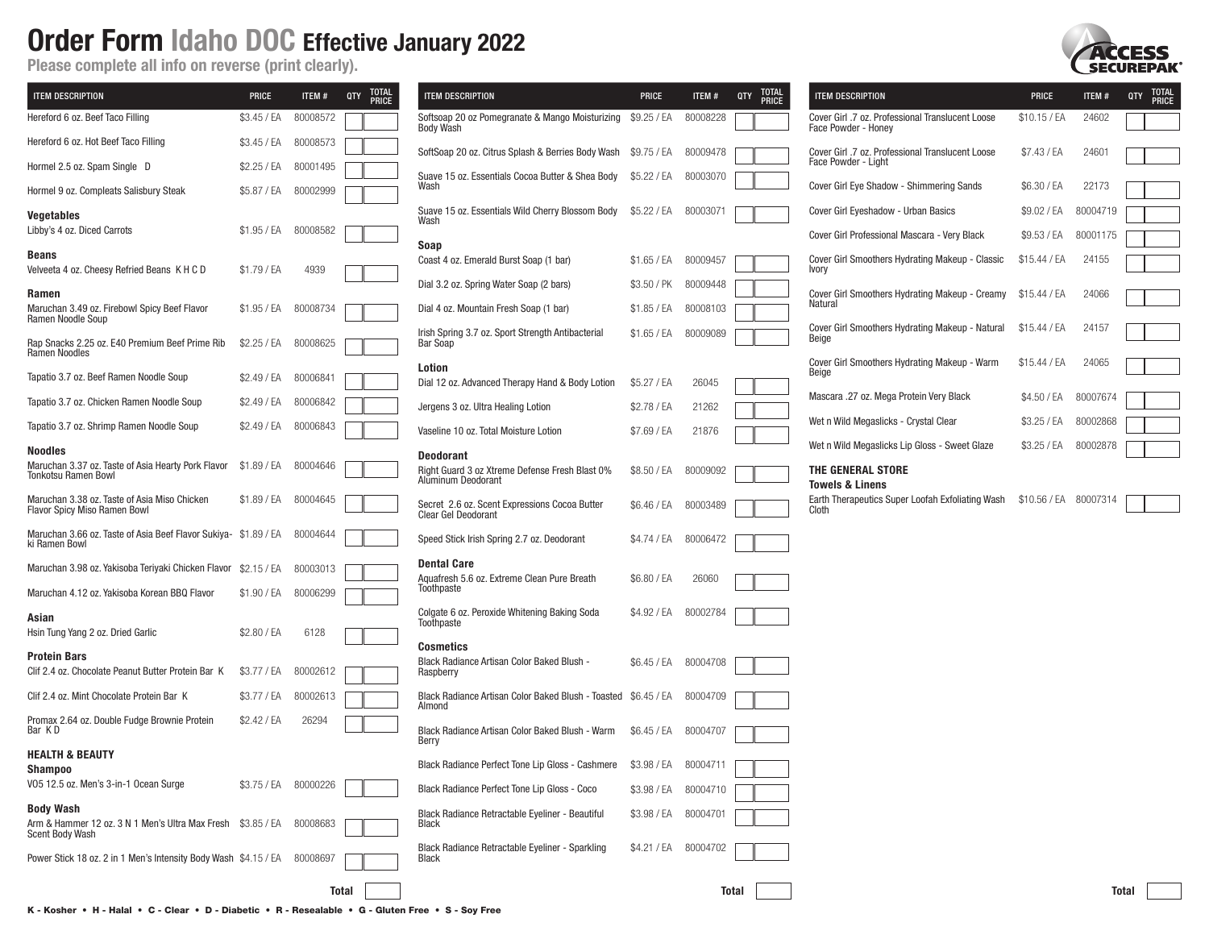# Order Form Idaho DOC Effective January 2022

**Please complete all info on reverse (print clearly).**

| ITEM DESCRIPTION | PRICE | ITEM # | QTY | TOTAL PRICE |
|---|---|---|---|---|
| Hereford 6 oz. Beef Taco Filling | $3.45 / EA | 80008572 | | |
| Hereford 6 oz. Hot Beef Taco Filling | $3.45 / EA | 80008573 | | |
| Hormel 2.5 oz. Spam Single D | $2.25 / EA | 80001495 | | |
| Hormel 9 oz. Compleats Salisbury Steak | $5.87 / EA | 80002999 | | |
| **Vegetables** | | | | |
| Libby's 4 oz. Diced Carrots | $1.95 / EA | 80008582 | | |
| **Beans** | | | | |
| Velveeta 4 oz. Cheesy Refried Beans K H C D | $1.79 / EA | 4939 | | |
| **Ramen** | | | | |
| Maruchan 3.49 oz. Firebowl Spicy Beef Flavor Ramen Noodle Soup | $1.95 / EA | 80008734 | | |
| Rap Snacks 2.25 oz. E40 Premium Beef Prime Rib Ramen Noodles | $2.25 / EA | 80008625 | | |
| Tapatio 3.7 oz. Beef Ramen Noodle Soup | $2.49 / EA | 80006841 | | |
| Tapatio 3.7 oz. Chicken Ramen Noodle Soup | $2.49 / EA | 80006842 | | |
| Tapatio 3.7 oz. Shrimp Ramen Noodle Soup | $2.49 / EA | 80006843 | | |
| **Noodles** | | | | |
| Maruchan 3.37 oz. Taste of Asia Hearty Pork Flavor Tonkotsu Ramen Bowl | $1.89 / EA | 80004646 | | |
| Maruchan 3.38 oz. Taste of Asia Miso Chicken Flavor Spicy Miso Ramen Bowl | $1.89 / EA | 80004645 | | |
| Maruchan 3.66 oz. Taste of Asia Beef Flavor Sukiya-ki Ramen Bowl | $1.89 / EA | 80004644 | | |
| Maruchan 3.98 oz. Yakisoba Teriyaki Chicken Flavor | $2.15 / EA | 80003013 | | |
| Maruchan 4.12 oz. Yakisoba Korean BBQ Flavor | $1.90 / EA | 80006299 | | |
| **Asian** | | | | |
| Hsin Tung Yang 2 oz. Dried Garlic | $2.80 / EA | 6128 | | |
| **Protein Bars** | | | | |
| Clif 2.4 oz. Chocolate Peanut Butter Protein Bar K | $3.77 / EA | 80002612 | | |
| Clif 2.4 oz. Mint Chocolate Protein Bar K | $3.77 / EA | 80002613 | | |
| Promax 2.64 oz. Double Fudge Brownie Protein Bar K D | $2.42 / EA | 26294 | | |
| **HEALTH & BEAUTY** | | | | |
| **Shampoo** | | | | |
| VO5 12.5 oz. Men's 3-in-1 Ocean Surge | $3.75 / EA | 80000226 | | |
| **Body Wash** | | | | |
| Arm & Hammer 12 oz. 3 N 1 Men's Ultra Max Fresh Scent Body Wash | $3.85 / EA | 80008683 | | |
| Power Stick 18 oz. 2 in 1 Men's Intensity Body Wash | $4.15 / EA | 80008697 | | |
| | | | **Total** | |

| ITEM DESCRIPTION | PRICE | ITEM # | QTY | TOTAL PRICE |
|---|---|---|---|---|
| Softsoap 20 oz Pomegranate & Mango Moisturizing Body Wash | $9.25 / EA | 80008228 | | |
| SoftSoap 20 oz. Citrus Splash & Berries Body Wash | $9.75 / EA | 80009478 | | |
| Suave 15 oz. Essentials Cocoa Butter & Shea Body Wash | $5.22 / EA | 80003070 | | |
| Suave 15 oz. Essentials Wild Cherry Blossom Body Wash | $5.22 / EA | 80003071 | | |
| **Soap** | | | | |
| Coast 4 oz. Emerald Burst Soap (1 bar) | $1.65 / EA | 80009457 | | |
| Dial 3.2 oz. Spring Water Soap (2 bars) | $3.50 / PK | 80009448 | | |
| Dial 4 oz. Mountain Fresh Soap (1 bar) | $1.85 / EA | 80008103 | | |
| Irish Spring 3.7 oz. Sport Strength Antibacterial Bar Soap | $1.65 / EA | 80009089 | | |
| **Lotion** | | | | |
| Dial 12 oz. Advanced Therapy Hand & Body Lotion | $5.27 / EA | 26045 | | |
| Jergens 3 oz. Ultra Healing Lotion | $2.78 / EA | 21262 | | |
| Vaseline 10 oz. Total Moisture Lotion | $7.69 / EA | 21876 | | |
| **Deodorant** | | | | |
| Right Guard 3 oz Xtreme Defense Fresh Blast 0% Aluminum Deodorant | $8.50 / EA | 80009092 | | |
| Secret 2.6 oz. Scent Expressions Cocoa Butter Clear Gel Deodorant | $6.46 / EA | 80003489 | | |
| Speed Stick Irish Spring 2.7 oz. Deodorant | $4.74 / EA | 80006472 | | |
| **Dental Care** | | | | |
| Aquafresh 5.6 oz. Extreme Clean Pure Breath Toothpaste | $6.80 / EA | 26060 | | |
| Colgate 6 oz. Peroxide Whitening Baking Soda Toothpaste | $4.92 / EA | 80002784 | | |
| **Cosmetics** | | | | |
| Black Radiance Artisan Color Baked Blush - Raspberry | $6.45 / EA | 80004708 | | |
| Black Radiance Artisan Color Baked Blush - Toasted Almond | $6.45 / EA | 80004709 | | |
| Black Radiance Artisan Color Baked Blush - Warm Berry | $6.45 / EA | 80004707 | | |
| Black Radiance Perfect Tone Lip Gloss - Cashmere | $3.98 / EA | 80004711 | | |
| Black Radiance Perfect Tone Lip Gloss - Coco | $3.98 / EA | 80004710 | | |
| Black Radiance Retractable Eyeliner - Beautiful Black | $3.98 / EA | 80004701 | | |
| Black Radiance Retractable Eyeliner - Sparkling Black | $4.21 / EA | 80004702 | | |
| | | | **Total** | |

| ITEM DESCRIPTION | PRICE | ITEM # | QTY | TOTAL PRICE |
|---|---|---|---|---|
| Cover Girl .7 oz. Professional Translucent Loose Face Powder - Honey | $10.15 / EA | 24602 | | |
| Cover Girl .7 oz. Professional Translucent Loose Face Powder - Light | $7.43 / EA | 24601 | | |
| Cover Girl Eye Shadow - Shimmering Sands | $6.30 / EA | 22173 | | |
| Cover Girl Eyeshadow - Urban Basics | $9.02 / EA | 80004719 | | |
| Cover Girl Professional Mascara - Very Black | $9.53 / EA | 80001175 | | |
| Cover Girl Smoothers Hydrating Makeup - Classic Ivory | $15.44 / EA | 24155 | | |
| Cover Girl Smoothers Hydrating Makeup - Creamy Natural | $15.44 / EA | 24066 | | |
| Cover Girl Smoothers Hydrating Makeup - Natural Beige | $15.44 / EA | 24157 | | |
| Cover Girl Smoothers Hydrating Makeup - Warm Beige | $15.44 / EA | 24065 | | |
| Mascara .27 oz. Mega Protein Very Black | $4.50 / EA | 80007674 | | |
| Wet n Wild Megaslicks - Crystal Clear | $3.25 / EA | 80002868 | | |
| Wet n Wild Megaslicks Lip Gloss - Sweet Glaze | $3.25 / EA | 80002878 | | |
| **THE GENERAL STORE** | | | | |
| **Towels & Linens** | | | | |
| Earth Therapeutics Super Loofah Exfoliating Wash Cloth | $10.56 / EA | 80007314 | | |
| | | | **Total** | |

**K - Kosher • H - Halal • C - Clear • D - Diabetic • R - Resealable • G - Gluten Free • S - Soy Free**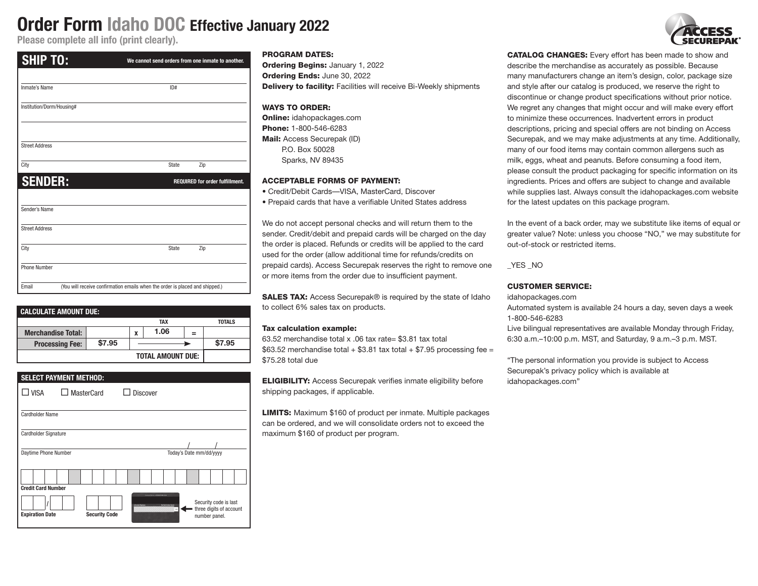# Order Form Idaho DOC Effective January 2022

Please complete all info (print clearly).

## SHIP TO:

We cannot send orders from one inmate to another.

Inmate's Name ID#

Institution/Dorm/Housing#

Street Address

City State Zip

## SENDER:

REQUIRED for order fulfillment.

Sender's Name

Street Address

City State Zip

Phone Number

Email (You will receive confirmation emails when the order is placed and shipped.)

### CALCULATE AMOUNT DUE:

| | | | TAX | | TOTALS |
|---|---|---|---|---|---|
| Merchandise Total: | | x | 1.06 | = | |
| Processing Fee: | $7.95 | | ⟶ | | $7.95 |
| | | | TOTAL AMOUNT DUE: | | |

### SELECT PAYMENT METHOD:

☐ VISA ☐ MasterCard ☐ Discover

Cardholder Name

Cardholder Signature

Daytime Phone Number Today's Date mm/dd/yyyy

Credit Card Number

Expiration Date Security Code

Security code is last three digits of account number panel.

**PROGRAM DATES:**

**Ordering Begins:** January 1, 2022

**Ordering Ends:** June 30, 2022

**Delivery to facility:** Facilities will receive Bi-Weekly shipments

**WAYS TO ORDER:**

**Online:** idahopackages.com

**Phone:** 1-800-546-6283

**Mail:** Access Securepak (ID)
P.O. Box 50028
Sparks, NV 89435

**ACCEPTABLE FORMS OF PAYMENT:**

- Credit/Debit Cards—VISA, MasterCard, Discover
- Prepaid cards that have a verifiable United States address

We do not accept personal checks and will return them to the sender. Credit/debit and prepaid cards will be charged on the day the order is placed. Refunds or credits will be applied to the card used for the order (allow additional time for refunds/credits on prepaid cards). Access Securepak reserves the right to remove one or more items from the order due to insufficient payment.

**SALES TAX:** Access Securepak® is required by the state of Idaho to collect 6% sales tax on products.

**Tax calculation example:**

63.52 merchandise total x .06 tax rate= $3.81 tax total
$63.52 merchandise total + $3.81 tax total + $7.95 processing fee = $75.28 total due

**ELIGIBILITY:** Access Securepak verifies inmate eligibility before shipping packages, if applicable.

**LIMITS:** Maximum $160 of product per inmate. Multiple packages can be ordered, and we will consolidate orders not to exceed the maximum $160 of product per program.

**CATALOG CHANGES:** Every effort has been made to show and describe the merchandise as accurately as possible. Because many manufacturers change an item's design, color, package size and style after our catalog is produced, we reserve the right to discontinue or change product specifications without prior notice. We regret any changes that might occur and will make every effort to minimize these occurrences. Inadvertent errors in product descriptions, pricing and special offers are not binding on Access Securepak, and we may make adjustments at any time. Additionally, many of our food items may contain common allergens such as milk, eggs, wheat and peanuts. Before consuming a food item, please consult the product packaging for specific information on its ingredients. Prices and offers are subject to change and available while supplies last. Always consult the idahopackages.com website for the latest updates on this package program.

In the event of a back order, may we substitute like items of equal or greater value? Note: unless you choose "NO," we may substitute for out-of-stock or restricted items.

_YES _NO

**CUSTOMER SERVICE:**

idahopackages.com

Automated system is available 24 hours a day, seven days a week

1-800-546-6283

Live bilingual representatives are available Monday through Friday, 6:30 a.m.–10:00 p.m. MST, and Saturday, 9 a.m.–3 p.m. MST.

"The personal information you provide is subject to Access Securepak's privacy policy which is available at idahopackages.com"